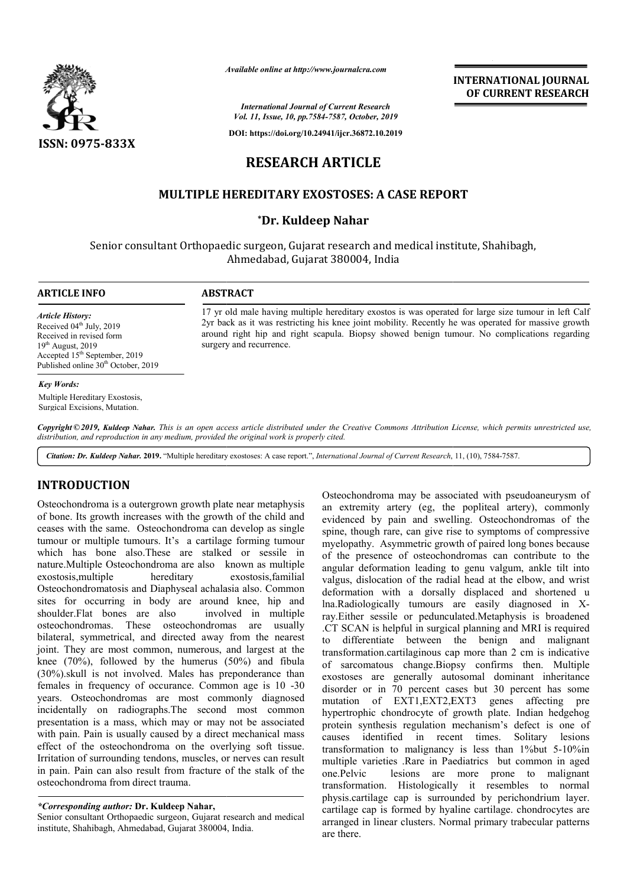# RESEARCH ARTICLE

## MULTIPLE HEREDITARY EXOSTOSES: A CASE REPORT

**\*Dr. Kuldeep Nahar**

Senior consultant Orthopaedic surgeon, Gujarat research and medical institute, Shahibagh, Ahmedabad, Gujarat 380004, India

### ARTICLE INFO

*Article History:*
Received 04th July, 2019
Received in revised form 19th August, 2019
Accepted 15th September, 2019
Published online 30th October, 2019

*Key Words:*
Multiple Hereditary Exostosis, Surgical Excisions, Mutation.

### ABSTRACT

17 yr old male having multiple hereditary exostos is was operated for large size tumour in left Calf 2yr back as it was restricting his knee joint mobility. Recently he was operated for massive growth around right hip and right scapula. Biopsy showed benign tumour. No complications regarding surgery and recurrence.

*Copyright © 2019, Kuldeep Nahar. This is an open access article distributed under the Creative Commons Attribution License, which permits unrestricted use, distribution, and reproduction in any medium, provided the original work is properly cited.*

*Citation: Dr. Kuldeep Nahar.* **2019.** "Multiple hereditary exostoses: A case report.", *International Journal of Current Research*, 11, (10), 7584-7587.

## INTRODUCTION

Osteochondroma is a outergrown growth plate near metaphysis of bone. Its growth increases with the growth of the child and ceases with the same. Osteochondroma can develop as single tumour or multiple tumours. It's a cartilage forming tumour which has bone also.These are stalked or sessile in nature.Multiple Osteochondroma are also known as multiple exostosis,multiple hereditary exostosis,familial Osteochondromatosis and Diaphyseal achalasia also. Common sites for occurring in body are around knee, hip and shoulder.Flat bones are also involved in multiple osteochondromas. These osteochondromas are usually bilateral, symmetrical, and directed away from the nearest joint. They are most common, numerous, and largest at the knee (70%), followed by the humerus (50%) and fibula (30%).skull is not involved. Males has preponderance than females in frequency of occurance. Common age is 10 -30 years. Osteochondromas are most commonly diagnosed incidentally on radiographs.The second most common presentation is a mass, which may or may not be associated with pain. Pain is usually caused by a direct mechanical mass effect of the osteochondroma on the overlying soft tissue. Irritation of surrounding tendons, muscles, or nerves can result in pain. Pain can also result from fracture of the stalk of the osteochondroma from direct trauma.

Osteochondroma may be associated with pseudoaneurysm of an extremity artery (eg, the popliteal artery), commonly evidenced by pain and swelling. Osteochondromas of the spine, though rare, can give rise to symptoms of compressive myelopathy. Asymmetric growth of paired long bones because of the presence of osteochondromas can contribute to the angular deformation leading to genu valgum, ankle tilt into valgus, dislocation of the radial head at the elbow, and wrist deformation with a dorsally displaced and shortened u lna.Radiologically tumours are easily diagnosed in X-ray.Either sessile or pedunculated.Metaphysis is broadened .CT SCAN is helpful in surgical planning and MRI is required to differentiate between the benign and malignant transformation.cartilaginous cap more than 2 cm is indicative of sarcomatous change.Biopsy confirms then. Multiple exostoses are generally autosomal dominant inheritance disorder or in 70 percent cases but 30 percent has some mutation of EXT1,EXT2,EXT3 genes affecting pre hypertrophic chondrocyte of growth plate. Indian hedgehog protein synthesis regulation mechanism's defect is one of causes identified in recent times. Solitary lesions transformation to malignancy is less than 1%but 5-10%in multiple varieties .Rare in Paediatrics but common in aged one.Pelvic lesions are more prone to malignant transformation. Histologically it resembles to normal physis.cartilage cap is surrounded by perichondrium layer. cartilage cap is formed by hyaline cartilage. chondrocytes are arranged in linear clusters. Normal primary trabecular patterns are there.

---

*\*Corresponding author:* **Dr. Kuldeep Nahar,**
Senior consultant Orthopaedic surgeon, Gujarat research and medical institute, Shahibagh, Ahmedabad, Gujarat 380004, India.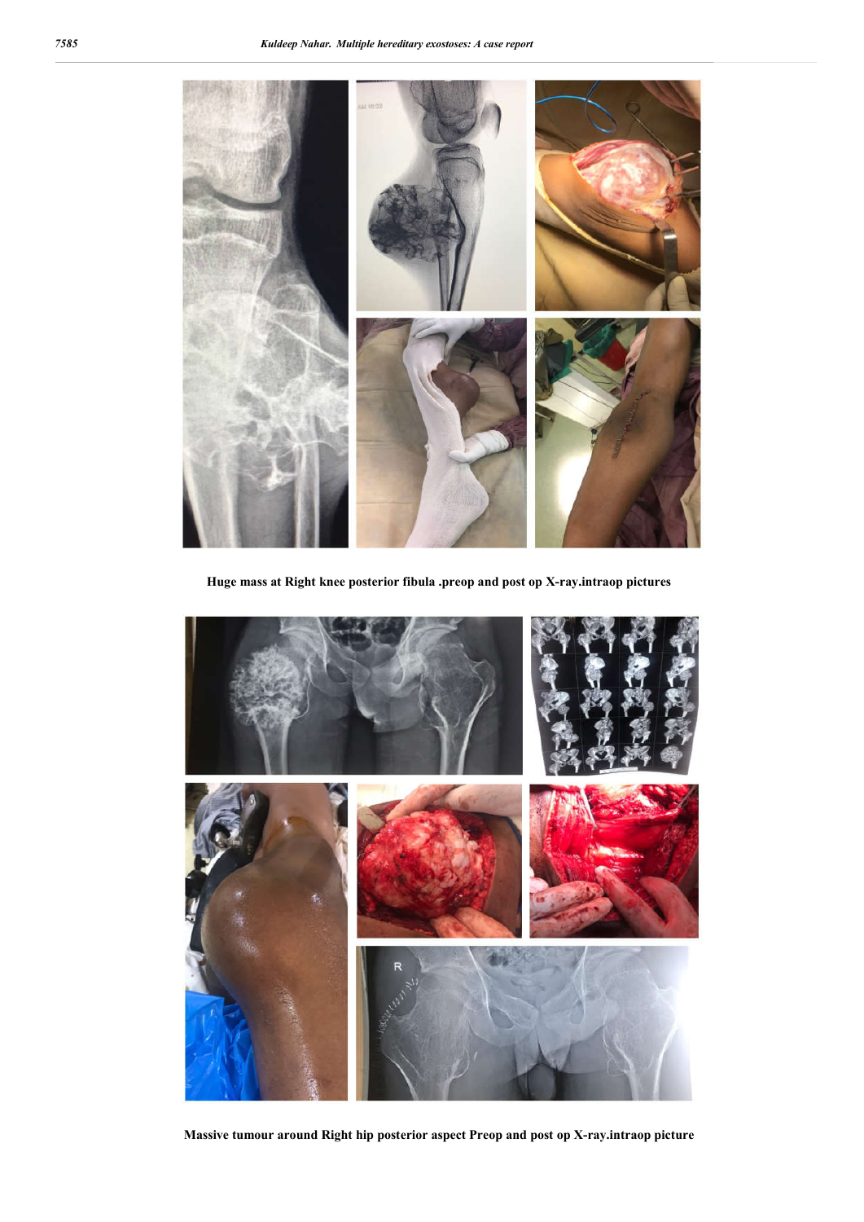Huge mass at Right knee posterior fibula .preop and post op X-ray.intraop pictures

Massive tumour around Right hip posterior aspect Preop and post op X-ray.intraop picture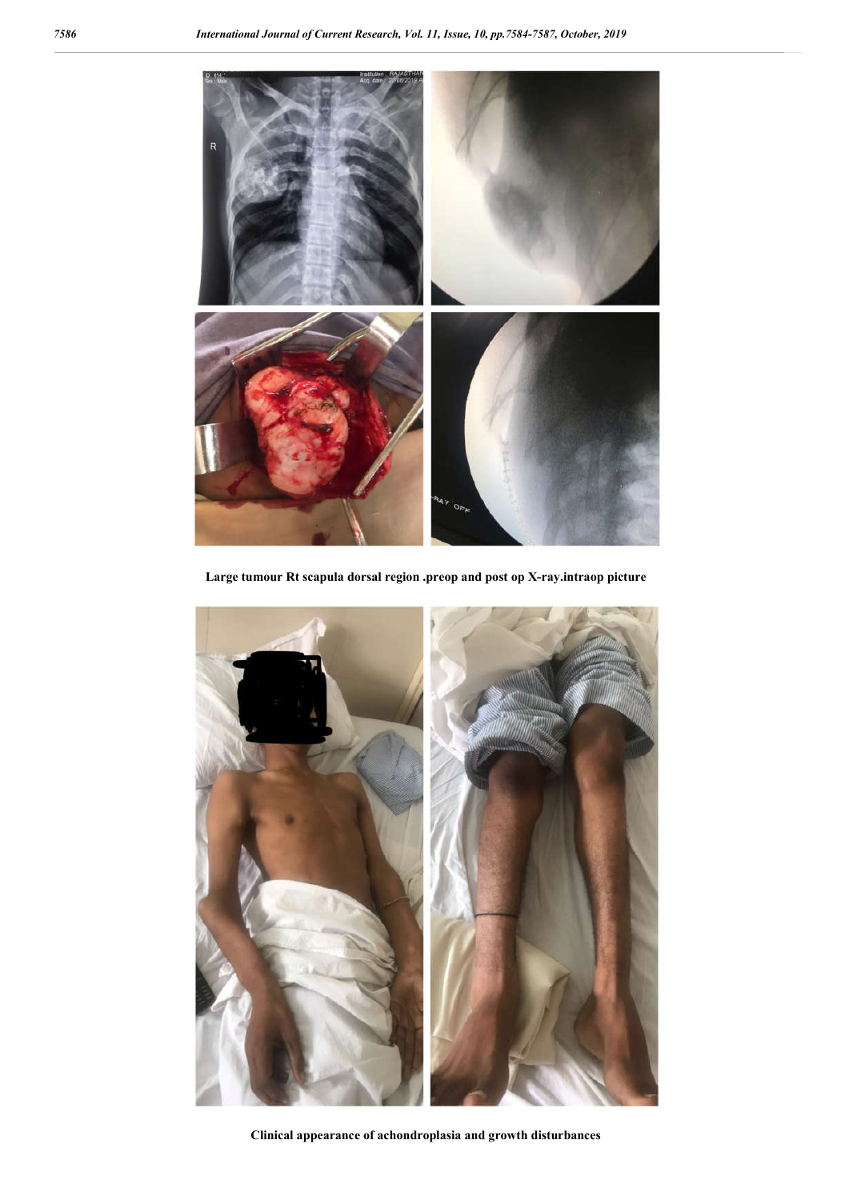Large tumour Rt scapula dorsal region .preop and post op X-ray.intraop picture

Clinical appearance of achondroplasia and growth disturbances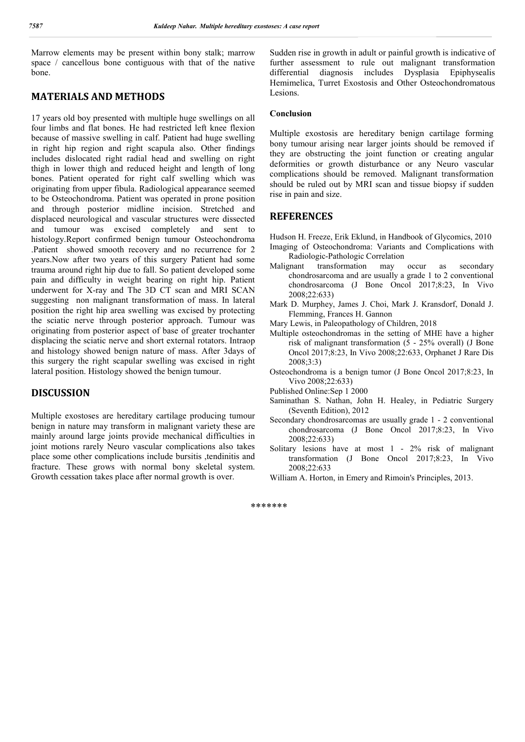Marrow elements may be present within bony stalk; marrow space / cancellous bone contiguous with that of the native bone.

## MATERIALS AND METHODS

17 years old boy presented with multiple huge swellings on all four limbs and flat bones. He had restricted left knee flexion because of massive swelling in calf. Patient had huge swelling in right hip region and right scapula also. Other findings includes dislocated right radial head and swelling on right thigh in lower thigh and reduced height and length of long bones. Patient operated for right calf swelling which was originating from upper fibula. Radiological appearance seemed to be Osteochondroma. Patient was operated in prone position and through posterior midline incision. Stretched and displaced neurological and vascular structures were dissected and tumour was excised completely and sent to histology.Report confirmed benign tumour Osteochondroma .Patient showed smooth recovery and no recurrence for 2 years.Now after two years of this surgery Patient had some trauma around right hip due to fall. So patient developed some pain and difficulty in weight bearing on right hip. Patient underwent for X-ray and The 3D CT scan and MRI SCAN suggesting non malignant transformation of mass. In lateral position the right hip area swelling was excised by protecting the sciatic nerve through posterior approach. Tumour was originating from posterior aspect of base of greater trochanter displacing the sciatic nerve and short external rotators. Intraop and histology showed benign nature of mass. After 3days of this surgery the right scapular swelling was excised in right lateral position. Histology showed the benign tumour.

## DISCUSSION

Multiple exostoses are hereditary cartilage producing tumour benign in nature may transform in malignant variety these are mainly around large joints provide mechanical difficulties in joint motions rarely Neuro vascular complications also takes place some other complications include bursitis ,tendinitis and fracture. These grows with normal bony skeletal system. Growth cessation takes place after normal growth is over.

Sudden rise in growth in adult or painful growth is indicative of further assessment to rule out malignant transformation differential diagnosis includes Dysplasia Epiphysealis Hemimelica, Turret Exostosis and Other Osteochondromatous Lesions.

### Conclusion

Multiple exostosis are hereditary benign cartilage forming bony tumour arising near larger joints should be removed if they are obstructing the joint function or creating angular deformities or growth disturbance or any Neuro vascular complications should be removed. Malignant transformation should be ruled out by MRI scan and tissue biopsy if sudden rise in pain and size.

## REFERENCES

Hudson H. Freeze, Erik Eklund, in Handbook of Glycomics, 2010

Imaging of Osteochondroma: Variants and Complications with Radiologic-Pathologic Correlation

Malignant transformation may occur as secondary chondrosarcoma and are usually a grade 1 to 2 conventional chondrosarcoma (J Bone Oncol 2017;8:23, In Vivo 2008;22:633)

Mark D. Murphey, James J. Choi, Mark J. Kransdorf, Donald J. Flemming, Frances H. Gannon

Mary Lewis, in Paleopathology of Children, 2018

Multiple osteochondromas in the setting of MHE have a higher risk of malignant transformation (5 - 25% overall) (J Bone Oncol 2017;8:23, In Vivo 2008;22:633, Orphanet J Rare Dis 2008;3:3)

Osteochondroma is a benign tumor (J Bone Oncol 2017;8:23, In Vivo 2008;22:633)

Published Online:Sep 1 2000

Saminathan S. Nathan, John H. Healey, in Pediatric Surgery (Seventh Edition), 2012

Secondary chondrosarcomas are usually grade 1 - 2 conventional chondrosarcoma (J Bone Oncol 2017;8:23, In Vivo 2008;22:633)

Solitary lesions have at most 1 - 2% risk of malignant transformation (J Bone Oncol 2017;8:23, In Vivo 2008;22:633

William A. Horton, in Emery and Rimoin's Principles, 2013.

*******